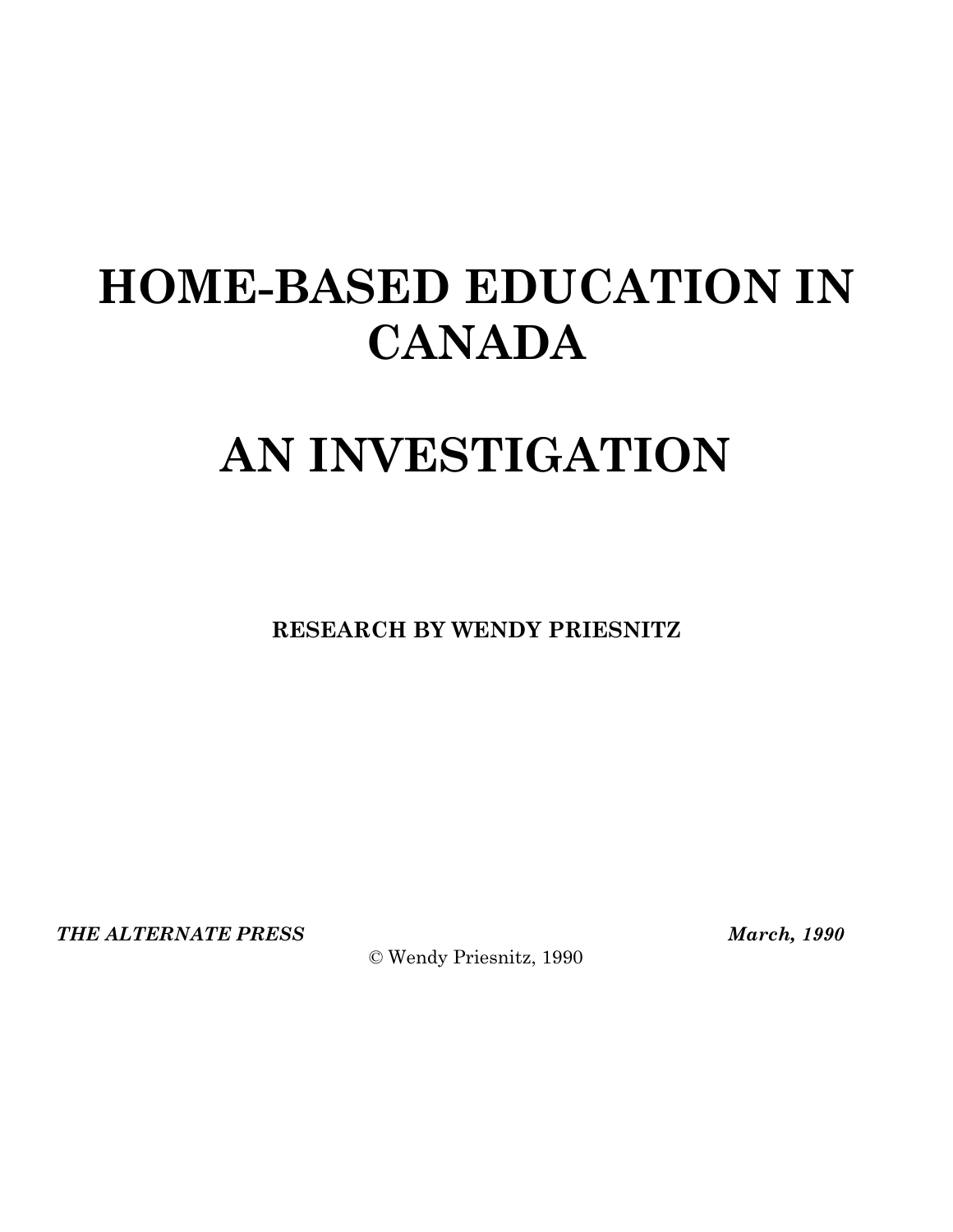# HOME-BASED EDUCATION IN CANADA

# AN INVESTIGATION

**RESEARCH BY WENDY PRIESNITZ**

***THE ALTERNATE PRESS*** ***March, 1990***

© Wendy Priesnitz, 1990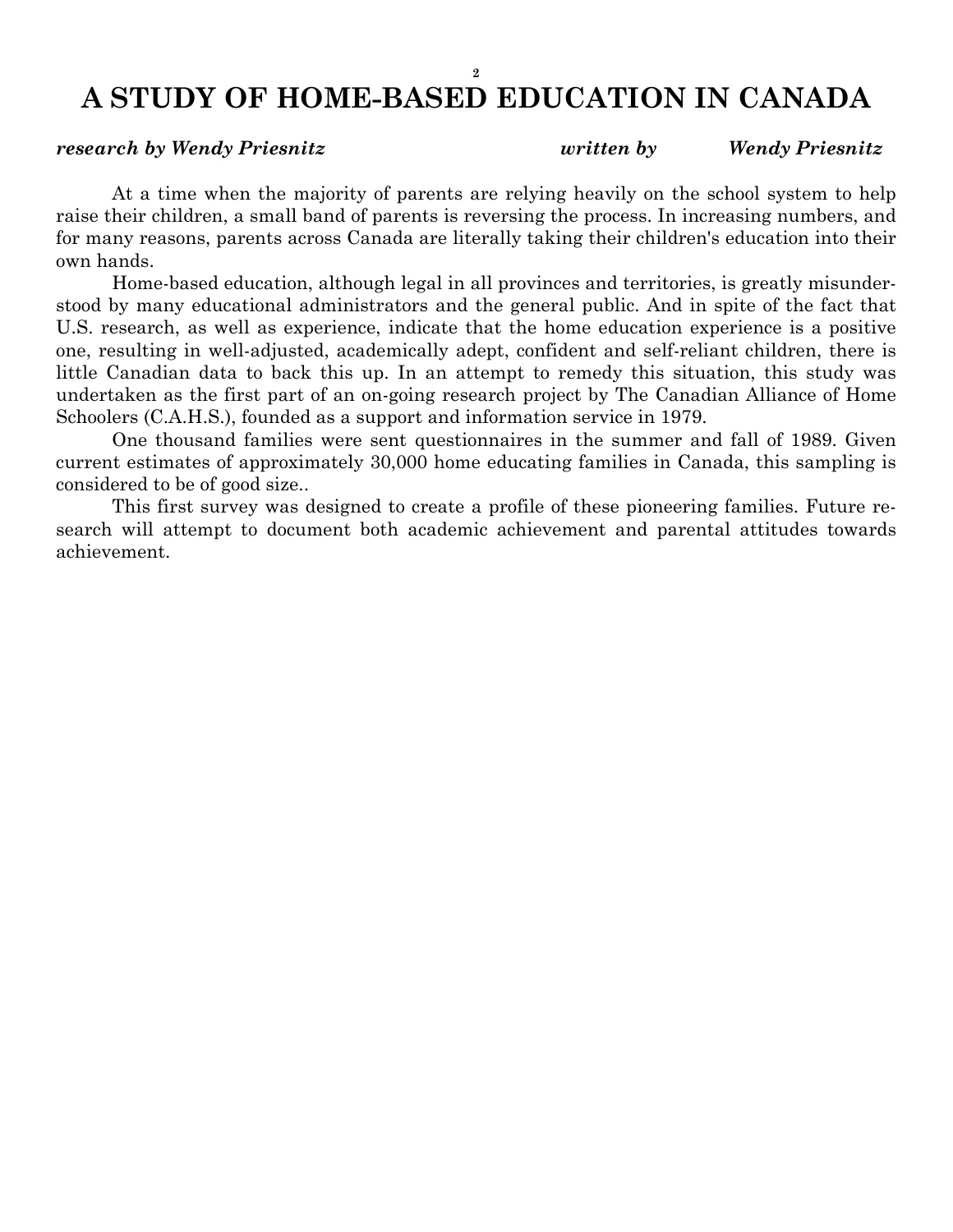# A STUDY OF HOME-BASED EDUCATION IN CANADA

***research by Wendy Priesnitz*** ***written by Wendy Priesnitz***

At a time when the majority of parents are relying heavily on the school system to help raise their children, a small band of parents is reversing the process. In increasing numbers, and for many reasons, parents across Canada are literally taking their children's education into their own hands.

Home-based education, although legal in all provinces and territories, is greatly misunderstood by many educational administrators and the general public. And in spite of the fact that U.S. research, as well as experience, indicate that the home education experience is a positive one, resulting in well-adjusted, academically adept, confident and self-reliant children, there is little Canadian data to back this up. In an attempt to remedy this situation, this study was undertaken as the first part of an on-going research project by The Canadian Alliance of Home Schoolers (C.A.H.S.), founded as a support and information service in 1979.

One thousand families were sent questionnaires in the summer and fall of 1989. Given current estimates of approximately 30,000 home educating families in Canada, this sampling is considered to be of good size..

This first survey was designed to create a profile of these pioneering families. Future research will attempt to document both academic achievement and parental attitudes towards achievement.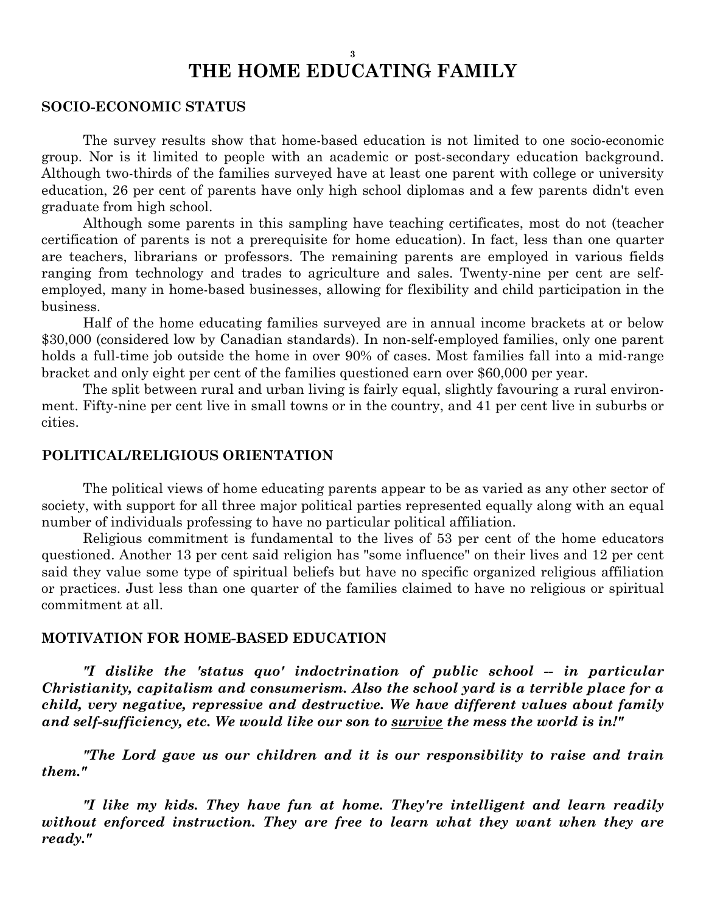# THE HOME EDUCATING FAMILY

## SOCIO-ECONOMIC STATUS

The survey results show that home-based education is not limited to one socio-economic group. Nor is it limited to people with an academic or post-secondary education background. Although two-thirds of the families surveyed have at least one parent with college or university education, 26 per cent of parents have only high school diplomas and a few parents didn't even graduate from high school.

Although some parents in this sampling have teaching certificates, most do not (teacher certification of parents is not a prerequisite for home education). In fact, less than one quarter are teachers, librarians or professors. The remaining parents are employed in various fields ranging from technology and trades to agriculture and sales. Twenty-nine per cent are self-employed, many in home-based businesses, allowing for flexibility and child participation in the business.

Half of the home educating families surveyed are in annual income brackets at or below $30,000 (considered low by Canadian standards). In non-self-employed families, only one parent holds a full-time job outside the home in over 90% of cases. Most families fall into a mid-range bracket and only eight per cent of the families questioned earn over $60,000 per year.

The split between rural and urban living is fairly equal, slightly favouring a rural environment. Fifty-nine per cent live in small towns or in the country, and 41 per cent live in suburbs or cities.

## POLITICAL/RELIGIOUS ORIENTATION

The political views of home educating parents appear to be as varied as any other sector of society, with support for all three major political parties represented equally along with an equal number of individuals professing to have no particular political affiliation.

Religious commitment is fundamental to the lives of 53 per cent of the home educators questioned. Another 13 per cent said religion has "some influence" on their lives and 12 per cent said they value some type of spiritual beliefs but have no specific organized religious affiliation or practices. Just less than one quarter of the families claimed to have no religious or spiritual commitment at all.

## MOTIVATION FOR HOME-BASED EDUCATION

***"I dislike the 'status quo' indoctrination of public school -- in particular Christianity, capitalism and consumerism. Also the school yard is a terrible place for a child, very negative, repressive and destructive. We have different values about family and self-sufficiency, etc. We would like our son to <u>survive</u> the mess the world is in!"***

***"The Lord gave us our children and it is our responsibility to raise and train them."***

***"I like my kids. They have fun at home. They're intelligent and learn readily without enforced instruction. They are free to learn what they want when they are ready."***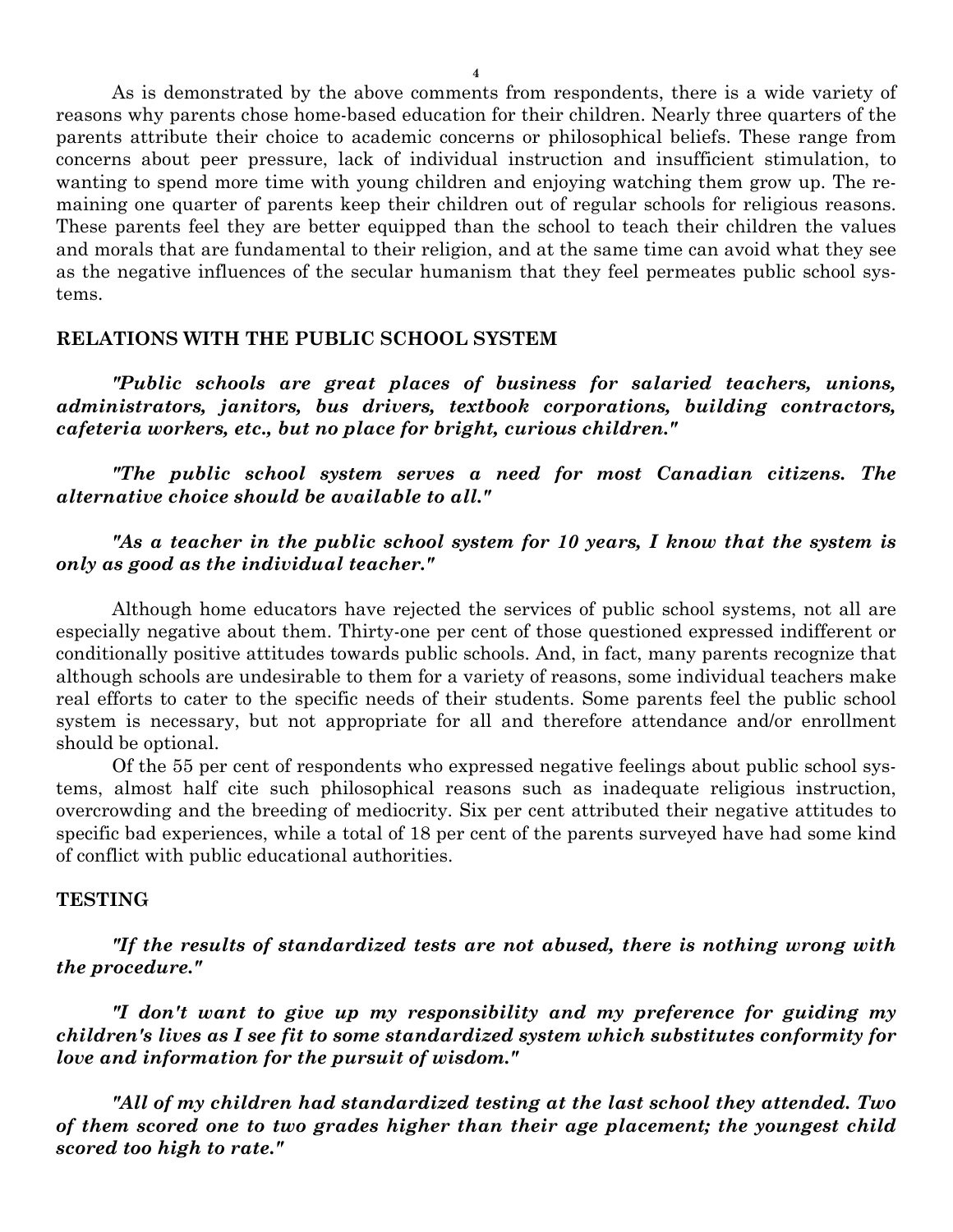As is demonstrated by the above comments from respondents, there is a wide variety of reasons why parents chose home-based education for their children. Nearly three quarters of the parents attribute their choice to academic concerns or philosophical beliefs. These range from concerns about peer pressure, lack of individual instruction and insufficient stimulation, to wanting to spend more time with young children and enjoying watching them grow up. The remaining one quarter of parents keep their children out of regular schools for religious reasons. These parents feel they are better equipped than the school to teach their children the values and morals that are fundamental to their religion, and at the same time can avoid what they see as the negative influences of the secular humanism that they feel permeates public school systems.

## RELATIONS WITH THE PUBLIC SCHOOL SYSTEM

***"Public schools are great places of business for salaried teachers, unions, administrators, janitors, bus drivers, textbook corporations, building contractors, cafeteria workers, etc., but no place for bright, curious children."***

***"The public school system serves a need for most Canadian citizens. The alternative choice should be available to all."***

***"As a teacher in the public school system for 10 years, I know that the system is only as good as the individual teacher."***

Although home educators have rejected the services of public school systems, not all are especially negative about them. Thirty-one per cent of those questioned expressed indifferent or conditionally positive attitudes towards public schools. And, in fact, many parents recognize that although schools are undesirable to them for a variety of reasons, some individual teachers make real efforts to cater to the specific needs of their students. Some parents feel the public school system is necessary, but not appropriate for all and therefore attendance and/or enrollment should be optional.

Of the 55 per cent of respondents who expressed negative feelings about public school systems, almost half cite such philosophical reasons such as inadequate religious instruction, overcrowding and the breeding of mediocrity. Six per cent attributed their negative attitudes to specific bad experiences, while a total of 18 per cent of the parents surveyed have had some kind of conflict with public educational authorities.

## TESTING

***"If the results of standardized tests are not abused, there is nothing wrong with the procedure."***

***"I don't want to give up my responsibility and my preference for guiding my children's lives as I see fit to some standardized system which substitutes conformity for love and information for the pursuit of wisdom."***

***"All of my children had standardized testing at the last school they attended. Two of them scored one to two grades higher than their age placement; the youngest child scored too high to rate."***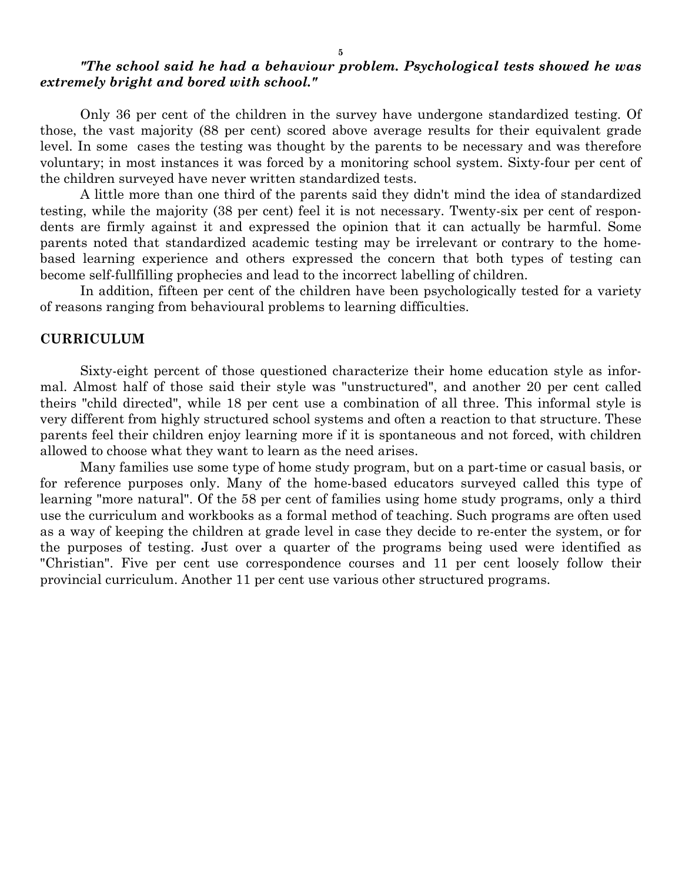***"The school said he had a behaviour problem. Psychological tests showed he was extremely bright and bored with school."***

Only 36 per cent of the children in the survey have undergone standardized testing. Of those, the vast majority (88 per cent) scored above average results for their equivalent grade level. In some cases the testing was thought by the parents to be necessary and was therefore voluntary; in most instances it was forced by a monitoring school system. Sixty-four per cent of the children surveyed have never written standardized tests.

A little more than one third of the parents said they didn't mind the idea of standardized testing, while the majority (38 per cent) feel it is not necessary. Twenty-six per cent of respondents are firmly against it and expressed the opinion that it can actually be harmful. Some parents noted that standardized academic testing may be irrelevant or contrary to the home-based learning experience and others expressed the concern that both types of testing can become self-fullfilling prophecies and lead to the incorrect labelling of children.

In addition, fifteen per cent of the children have been psychologically tested for a variety of reasons ranging from behavioural problems to learning difficulties.

## CURRICULUM

Sixty-eight percent of those questioned characterize their home education style as informal. Almost half of those said their style was "unstructured", and another 20 per cent called theirs "child directed", while 18 per cent use a combination of all three. This informal style is very different from highly structured school systems and often a reaction to that structure. These parents feel their children enjoy learning more if it is spontaneous and not forced, with children allowed to choose what they want to learn as the need arises.

Many families use some type of home study program, but on a part-time or casual basis, or for reference purposes only. Many of the home-based educators surveyed called this type of learning "more natural". Of the 58 per cent of families using home study programs, only a third use the curriculum and workbooks as a formal method of teaching. Such programs are often used as a way of keeping the children at grade level in case they decide to re-enter the system, or for the purposes of testing. Just over a quarter of the programs being used were identified as "Christian". Five per cent use correspondence courses and 11 per cent loosely follow their provincial curriculum. Another 11 per cent use various other structured programs.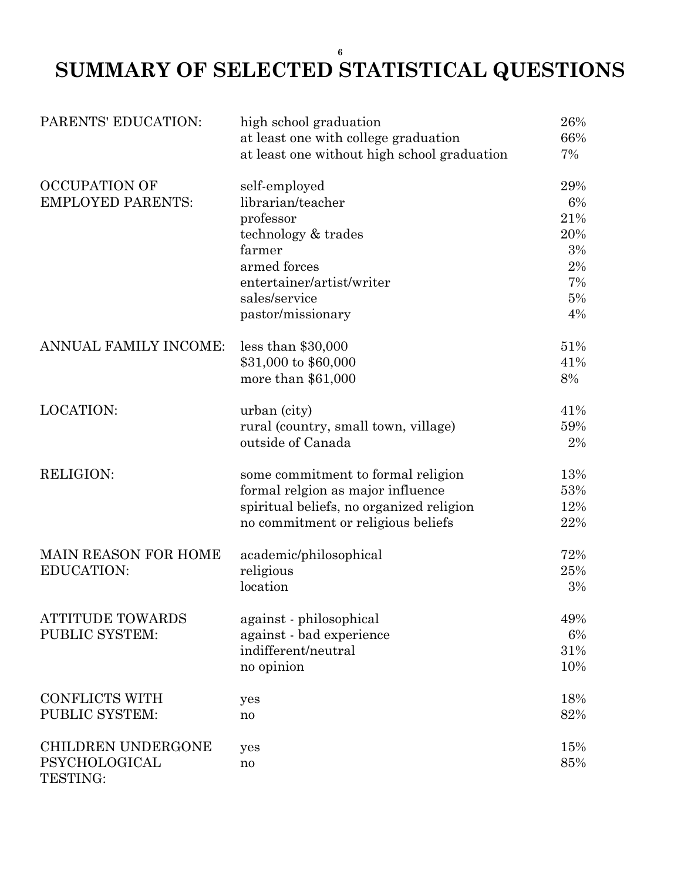# SUMMARY OF SELECTED STATISTICAL QUESTIONS

| | | |
|---|---|---|
| PARENTS' EDUCATION: | high school graduation | 26% |
| | at least one with college graduation | 66% |
| | at least one without high school graduation | 7% |
| OCCUPATION OF EMPLOYED PARENTS: | self-employed | 29% |
| | librarian/teacher | 6% |
| | professor | 21% |
| | technology & trades | 20% |
| | farmer | 3% |
| | armed forces | 2% |
| | entertainer/artist/writer | 7% |
| | sales/service | 5% |
| | pastor/missionary | 4% |
| ANNUAL FAMILY INCOME: | less than $30,000 | 51% |
| | $31,000 to $60,000 | 41% |
| | more than $61,000 | 8% |
| LOCATION: | urban (city) | 41% |
| | rural (country, small town, village) | 59% |
| | outside of Canada | 2% |
| RELIGION: | some commitment to formal religion | 13% |
| | formal relgion as major influence | 53% |
| | spiritual beliefs, no organized religion | 12% |
| | no commitment or religious beliefs | 22% |
| MAIN REASON FOR HOME EDUCATION: | academic/philosophical | 72% |
| | religious | 25% |
| | location | 3% |
| ATTITUDE TOWARDS PUBLIC SYSTEM: | against - philosophical | 49% |
| | against - bad experience | 6% |
| | indifferent/neutral | 31% |
| | no opinion | 10% |
| CONFLICTS WITH PUBLIC SYSTEM: | yes | 18% |
| | no | 82% |
| CHILDREN UNDERGONE PSYCHOLOGICAL TESTING: | yes | 15% |
| | no | 85% |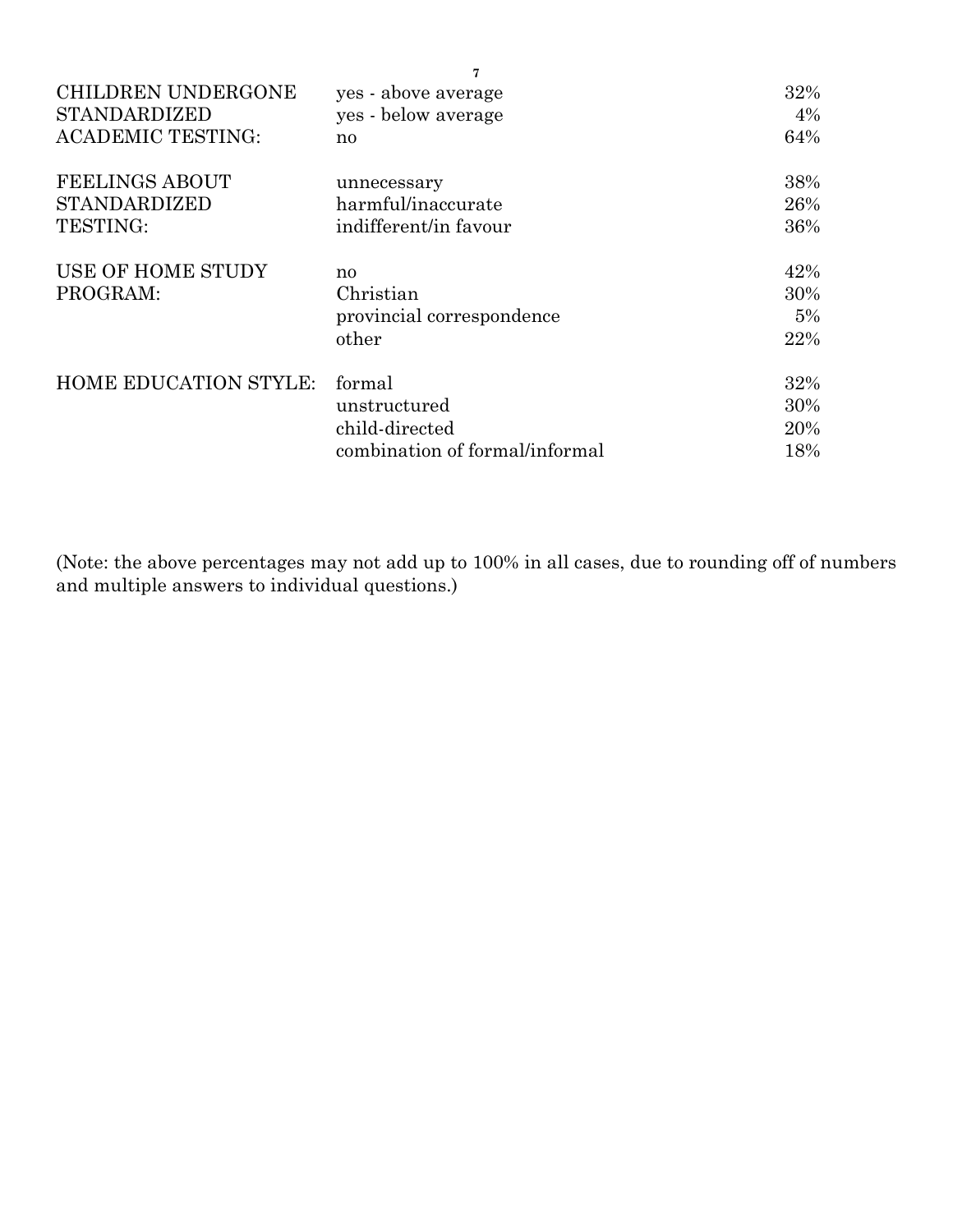| | | |
|---|---|---|
| CHILDREN UNDERGONE STANDARDIZED ACADEMIC TESTING: | yes - above average | 32% |
| | yes - below average | 4% |
| | no | 64% |
| FEELINGS ABOUT STANDARDIZED TESTING: | unnecessary | 38% |
| | harmful/inaccurate | 26% |
| | indifferent/in favour | 36% |
| USE OF HOME STUDY PROGRAM: | no | 42% |
| | Christian | 30% |
| | provincial correspondence | 5% |
| | other | 22% |
| HOME EDUCATION STYLE: | formal | 32% |
| | unstructured | 30% |
| | child-directed | 20% |
| | combination of formal/informal | 18% |

(Note: the above percentages may not add up to 100% in all cases, due to rounding off of numbers and multiple answers to individual questions.)